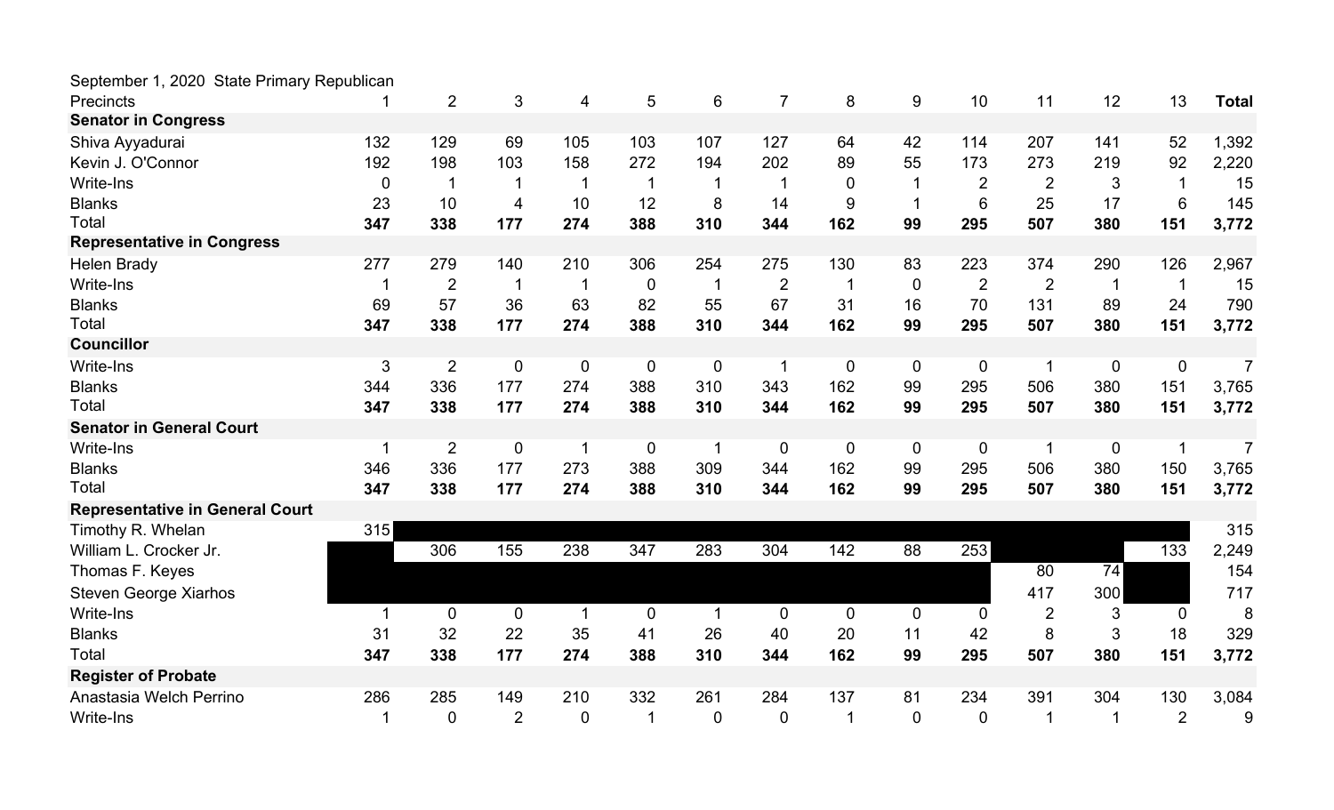September 1, 2020 State Primary Republican

| Precincts | 1 | 2 | 3 | 4 | 5 | 6 | 7 | 8 | 9 | 10 | 11 | 12 | 13 | **Total** |
|---|---|---|---|---|---|---|---|---|---|---|---|---|---|---|
| **Senator in Congress** | | | | | | | | | | | | | | |
| Shiva Ayyadurai | 132 | 129 | 69 | 105 | 103 | 107 | 127 | 64 | 42 | 114 | 207 | 141 | 52 | 1,392 |
| Kevin J. O'Connor | 192 | 198 | 103 | 158 | 272 | 194 | 202 | 89 | 55 | 173 | 273 | 219 | 92 | 2,220 |
| Write-Ins | 0 | 1 | 1 | 1 | 1 | 1 | 1 | 0 | 1 | 2 | 2 | 3 | 1 | 15 |
| Blanks | 23 | 10 | 4 | 10 | 12 | 8 | 14 | 9 | 1 | 6 | 25 | 17 | 6 | 145 |
| Total | **347** | **338** | **177** | **274** | **388** | **310** | **344** | **162** | **99** | **295** | **507** | **380** | **151** | **3,772** |
| **Representative in Congress** | | | | | | | | | | | | | | |
| Helen Brady | 277 | 279 | 140 | 210 | 306 | 254 | 275 | 130 | 83 | 223 | 374 | 290 | 126 | 2,967 |
| Write-Ins | 1 | 2 | 1 | 1 | 0 | 1 | 2 | 1 | 0 | 2 | 2 | 1 | 1 | 15 |
| Blanks | 69 | 57 | 36 | 63 | 82 | 55 | 67 | 31 | 16 | 70 | 131 | 89 | 24 | 790 |
| Total | **347** | **338** | **177** | **274** | **388** | **310** | **344** | **162** | **99** | **295** | **507** | **380** | **151** | **3,772** |
| **Councillor** | | | | | | | | | | | | | | |
| Write-Ins | 3 | 2 | 0 | 0 | 0 | 0 | 1 | 0 | 0 | 0 | 1 | 0 | 0 | 7 |
| Blanks | 344 | 336 | 177 | 274 | 388 | 310 | 343 | 162 | 99 | 295 | 506 | 380 | 151 | 3,765 |
| Total | **347** | **338** | **177** | **274** | **388** | **310** | **344** | **162** | **99** | **295** | **507** | **380** | **151** | **3,772** |
| **Senator in General Court** | | | | | | | | | | | | | | |
| Write-Ins | 1 | 2 | 0 | 1 | 0 | 1 | 0 | 0 | 0 | 0 | 1 | 0 | 1 | 7 |
| Blanks | 346 | 336 | 177 | 273 | 388 | 309 | 344 | 162 | 99 | 295 | 506 | 380 | 150 | 3,765 |
| Total | **347** | **338** | **177** | **274** | **388** | **310** | **344** | **162** | **99** | **295** | **507** | **380** | **151** | **3,772** |
| **Representative in General Court** | | | | | | | | | | | | | | |
| Timothy R. Whelan | 315 | | | | | | | | | | | | | 315 |
| William L. Crocker Jr. | | 306 | 155 | 238 | 347 | 283 | 304 | 142 | 88 | 253 | | | 133 | 2,249 |
| Thomas F. Keyes | | | | | | | | | | | 80 | 74 | | 154 |
| Steven George Xiarhos | | | | | | | | | | | 417 | 300 | | 717 |
| Write-Ins | 1 | 0 | 0 | 1 | 0 | 1 | 0 | 0 | 0 | 0 | 2 | 3 | 0 | 8 |
| Blanks | 31 | 32 | 22 | 35 | 41 | 26 | 40 | 20 | 11 | 42 | 8 | 3 | 18 | 329 |
| Total | **347** | **338** | **177** | **274** | **388** | **310** | **344** | **162** | **99** | **295** | **507** | **380** | **151** | **3,772** |
| **Register of Probate** | | | | | | | | | | | | | | |
| Anastasia Welch Perrino | 286 | 285 | 149 | 210 | 332 | 261 | 284 | 137 | 81 | 234 | 391 | 304 | 130 | 3,084 |
| Write-Ins | 1 | 0 | 2 | 0 | 1 | 0 | 0 | 1 | 0 | 0 | 1 | 1 | 2 | 9 |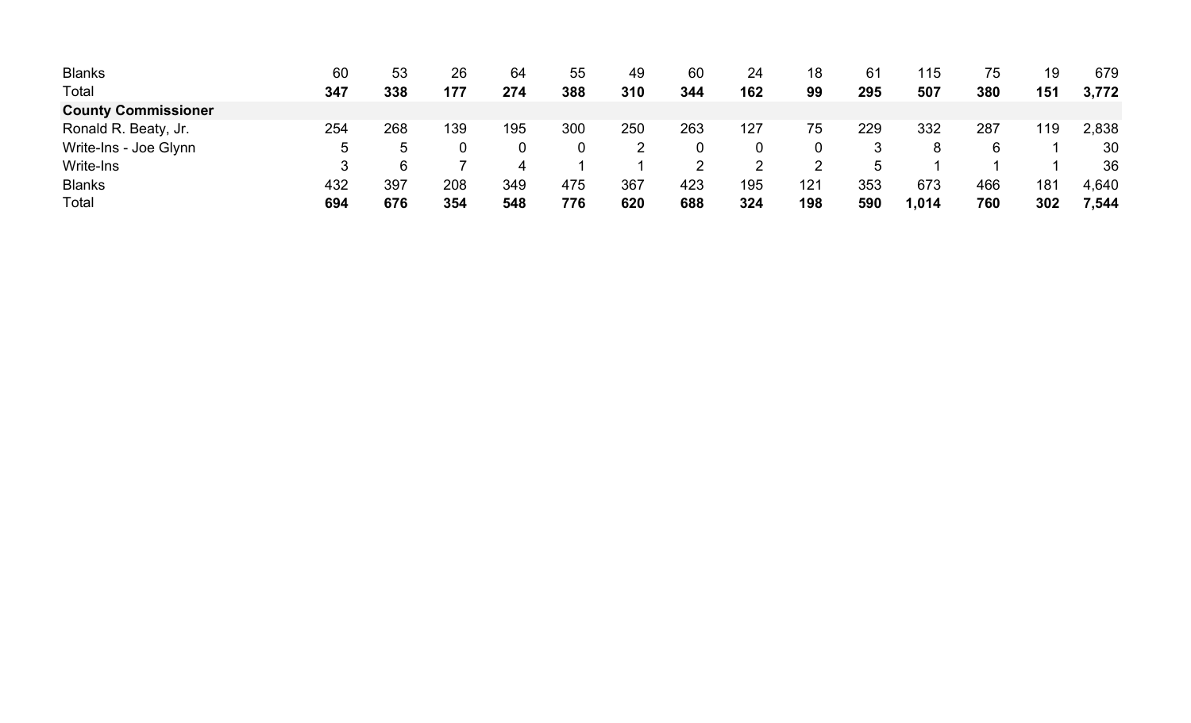| | | | | | | | | | | | | | | |
|---|---|---|---|---|---|---|---|---|---|---|---|---|---|---|
| Blanks | 60 | 53 | 26 | 64 | 55 | 49 | 60 | 24 | 18 | 61 | 115 | 75 | 19 | 679 |
| Total | **347** | **338** | **177** | **274** | **388** | **310** | **344** | **162** | **99** | **295** | **507** | **380** | **151** | **3,772** |
| **County Commissioner** | | | | | | | | | | | | | | |
| Ronald R. Beaty, Jr. | 254 | 268 | 139 | 195 | 300 | 250 | 263 | 127 | 75 | 229 | 332 | 287 | 119 | 2,838 |
| Write-Ins - Joe Glynn | 5 | 5 | 0 | 0 | 0 | 2 | 0 | 0 | 0 | 3 | 8 | 6 | 1 | 30 |
| Write-Ins | 3 | 6 | 7 | 4 | 1 | 1 | 2 | 2 | 2 | 5 | 1 | 1 | 1 | 36 |
| Blanks | 432 | 397 | 208 | 349 | 475 | 367 | 423 | 195 | 121 | 353 | 673 | 466 | 181 | 4,640 |
| Total | **694** | **676** | **354** | **548** | **776** | **620** | **688** | **324** | **198** | **590** | **1,014** | **760** | **302** | **7,544** |